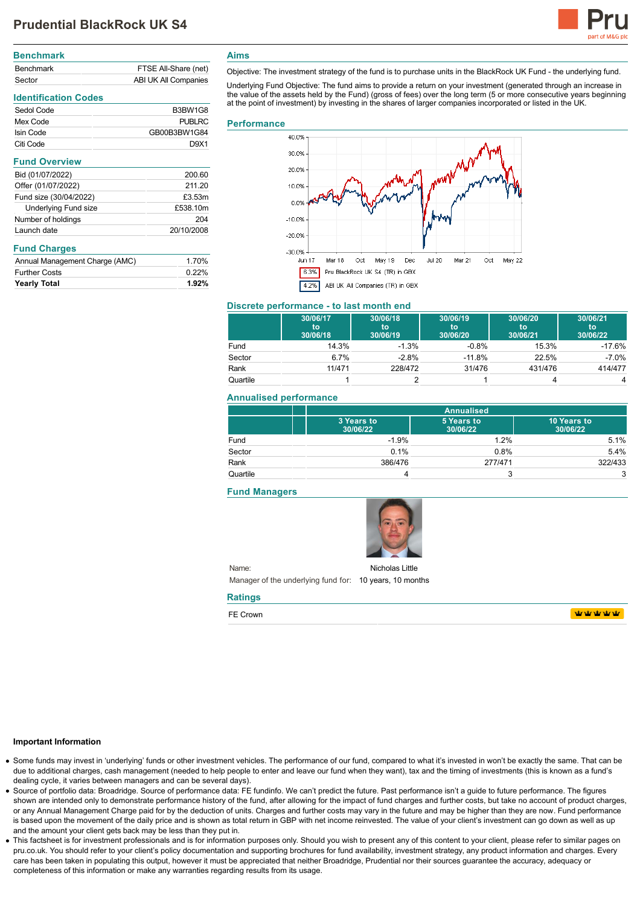# Prudential BlackRock UK S4

## Benchmark

| | |
|---|---|
| Benchmark | FTSE All-Share (net) |
| Sector | ABI UK All Companies |

## Identification Codes

| | |
|---|---|
| Sedol Code | B3BW1G8 |
| Mex Code | PUBLRC |
| Isin Code | GB00B3BW1G84 |
| Citi Code | D9X1 |

## Fund Overview

| | |
|---|---|
| Bid (01/07/2022) | 200.60 |
| Offer (01/07/2022) | 211.20 |
| Fund size (30/04/2022) | £3.53m |
| Underlying Fund size | £538.10m |
| Number of holdings | 204 |
| Launch date | 20/10/2008 |

## Fund Charges

| | |
|---|---|
| Annual Management Charge (AMC) | 1.70% |
| Further Costs | 0.22% |
| **Yearly Total** | **1.92%** |

## Aims

Objective: The investment strategy of the fund is to purchase units in the BlackRock UK Fund - the underlying fund.

Underlying Fund Objective: The fund aims to provide a return on your investment (generated through an increase in the value of the assets held by the Fund) (gross of fees) over the long term (5 or more consecutive years beginning at the point of investment) by investing in the shares of larger companies incorporated or listed in the UK.

## Performance

6.3% Pru BlackRock UK S4 (TR) in GBX

4.2% ABI UK All Companies (TR) in GBX

## Discrete performance - to last month end

| | 30/06/17 to 30/06/18 | 30/06/18 to 30/06/19 | 30/06/19 to 30/06/20 | 30/06/20 to 30/06/21 | 30/06/21 to 30/06/22 |
|---|---|---|---|---|---|
| Fund | 14.3% | -1.3% | -0.8% | 15.3% | -17.6% |
| Sector | 6.7% | -2.8% | -11.8% | 22.5% | -7.0% |
| Rank | 11/471 | 228/472 | 31/476 | 431/476 | 414/477 |
| Quartile | 1 | 2 | 1 | 4 | 4 |

## Annualised performance

| | Annualised | | |
|---|---|---|---|
| | 3 Years to 30/06/22 | 5 Years to 30/06/22 | 10 Years to 30/06/22 |
| Fund | -1.9% | 1.2% | 5.1% |
| Sector | 0.1% | 0.8% | 5.4% |
| Rank | 386/476 | 277/471 | 322/433 |
| Quartile | 4 | 3 | 3 |

## Fund Managers

Name: Nicholas Little

Manager of the underlying fund for: 10 years, 10 months

## Ratings

FE Crown

### Important Information

- Some funds may invest in 'underlying' funds or other investment vehicles. The performance of our fund, compared to what it's invested in won't be exactly the same. That can be due to additional charges, cash management (needed to help people to enter and leave our fund when they want), tax and the timing of investments (this is known as a fund's dealing cycle, it varies between managers and can be several days).
- Source of portfolio data: Broadridge. Source of performance data: FE fundinfo. We can't predict the future. Past performance isn't a guide to future performance. The figures shown are intended only to demonstrate performance history of the fund, after allowing for the impact of fund charges and further costs, but take no account of product charges, or any Annual Management Charge paid for by the deduction of units. Charges and further costs may vary in the future and may be higher than they are now. Fund performance is based upon the movement of the daily price and is shown as total return in GBP with net income reinvested. The value of your client's investment can go down as well as up and the amount your client gets back may be less than they put in.
- This factsheet is for investment professionals and is for information purposes only. Should you wish to present any of this content to your client, please refer to similar pages on pru.co.uk. You should refer to your client's policy documentation and supporting brochures for fund availability, investment strategy, any product information and charges. Every care has been taken in populating this output, however it must be appreciated that neither Broadridge, Prudential nor their sources guarantee the accuracy, adequacy or completeness of this information or make any warranties regarding results from its usage.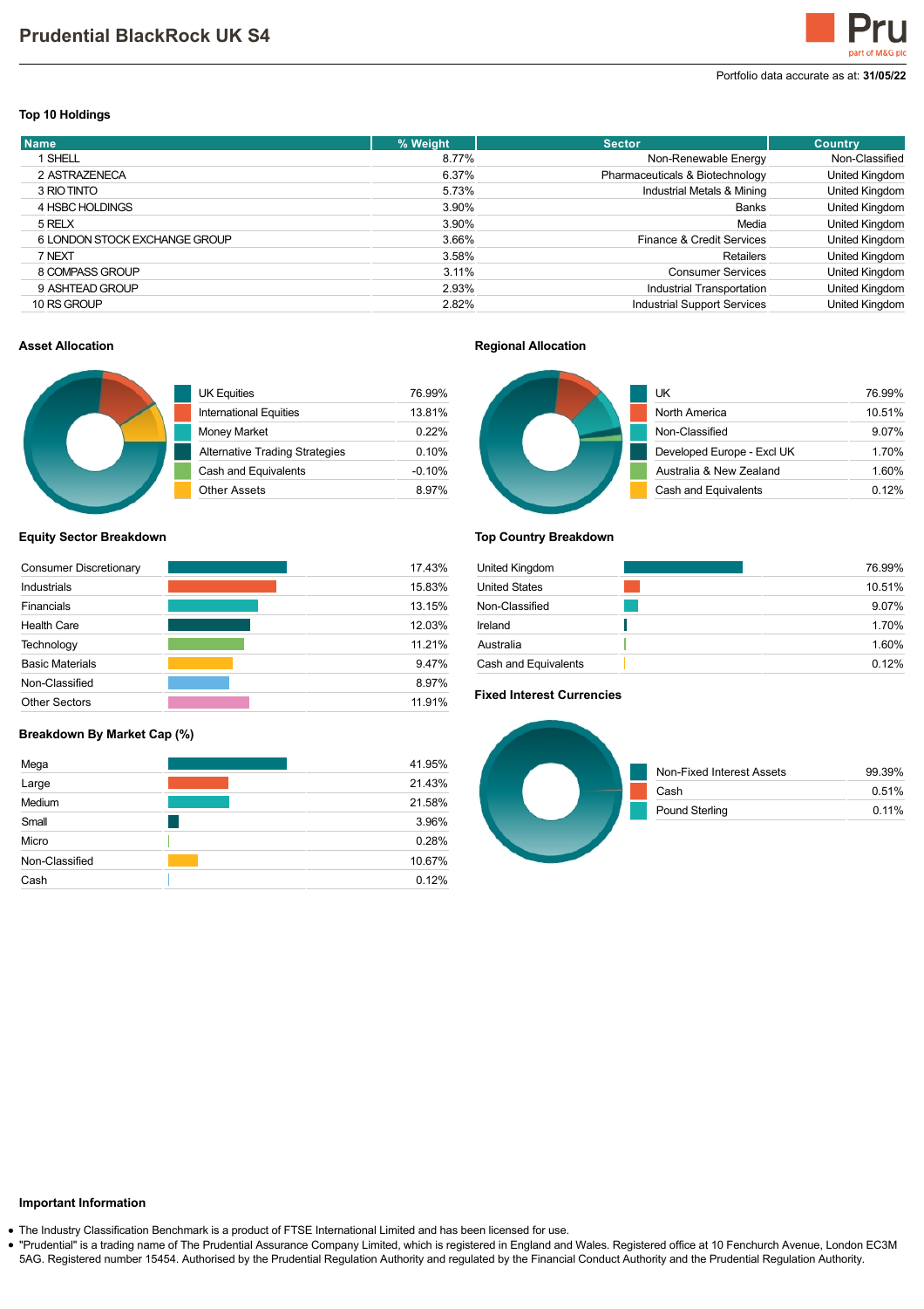# Prudential BlackRock UK S4

Portfolio data accurate as at: **31/05/22**

## Top 10 Holdings

| Name | % Weight | Sector | Country |
|---|---|---|---|
| 1 SHELL | 8.77% | Non-Renewable Energy | Non-Classified |
| 2 ASTRAZENECA | 6.37% | Pharmaceuticals & Biotechnology | United Kingdom |
| 3 RIO TINTO | 5.73% | Industrial Metals & Mining | United Kingdom |
| 4 HSBC HOLDINGS | 3.90% | Banks | United Kingdom |
| 5 RELX | 3.90% | Media | United Kingdom |
| 6 LONDON STOCK EXCHANGE GROUP | 3.66% | Finance & Credit Services | United Kingdom |
| 7 NEXT | 3.58% | Retailers | United Kingdom |
| 8 COMPASS GROUP | 3.11% | Consumer Services | United Kingdom |
| 9 ASHTEAD GROUP | 2.93% | Industrial Transportation | United Kingdom |
| 10 RS GROUP | 2.82% | Industrial Support Services | United Kingdom |

## Asset Allocation

UK Equities 76.99%
International Equities 13.81%
Money Market 0.22%
Alternative Trading Strategies 0.10%
Cash and Equivalents -0.10%
Other Assets 8.97%

## Regional Allocation

UK 76.99%
North America 10.51%
Non-Classified 9.07%
Developed Europe - Excl UK 1.70%
Australia & New Zealand 1.60%
Cash and Equivalents 0.12%

## Equity Sector Breakdown

Consumer Discretionary 17.43%
Industrials 15.83%
Financials 13.15%
Health Care 12.03%
Technology 11.21%
Basic Materials 9.47%
Non-Classified 8.97%
Other Sectors 11.91%

## Top Country Breakdown

United Kingdom 76.99%
United States 10.51%
Non-Classified 9.07%
Ireland 1.70%
Australia 1.60%
Cash and Equivalents 0.12%

## Fixed Interest Currencies

Non-Fixed Interest Assets 99.39%
Cash 0.51%
Pound Sterling 0.11%

## Breakdown By Market Cap (%)

Mega 41.95%
Large 21.43%
Medium 21.58%
Small 3.96%
Micro 0.28%
Non-Classified 10.67%
Cash 0.12%

## Important Information

- The Industry Classification Benchmark is a product of FTSE International Limited and has been licensed for use.
- "Prudential" is a trading name of The Prudential Assurance Company Limited, which is registered in England and Wales. Registered office at 10 Fenchurch Avenue, London EC3M 5AG. Registered number 15454. Authorised by the Prudential Regulation Authority and regulated by the Financial Conduct Authority and the Prudential Regulation Authority.